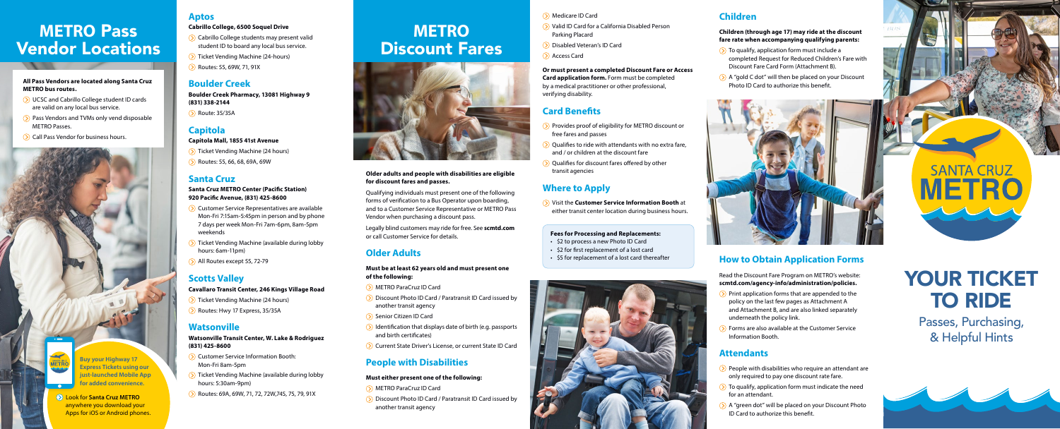# METRO Pass Vendor Locations

**All Pass Vendors are located along Santa Cruz METRO bus routes.**

- UCSC and Cabrillo College student ID cards are valid on any local bus service.
- Pass Vendors and TVMs only vend disposable METRO Passes.
- Call Pass Vendor for business hours.

**Buy your Highway 17 Express Tickets using our just-launched Mobile App for added convenience.**

- Look for **Santa Cruz METRO** anywhere you download your Apps for iOS or Android phones.

## Aptos

**Cabrillo College, 6500 Soquel Drive**

- Cabrillo College students may present valid student ID to board any local bus service.
- Ticket Vending Machine (24-hours)
- Routes: 55, 69W, 71, 91X

## Boulder Creek

**Boulder Creek Pharmacy, 13081 Highway 9 (831) 338-2144**

- Route: 35/35A

## Capitola

**Capitola Mall, 1855 41st Avenue**

- Ticket Vending Machine (24 hours)
- Routes: 55, 66, 68, 69A, 69W

## Santa Cruz

**Santa Cruz METRO Center (Pacific Station) 920 Pacific Avenue, (831) 425-8600**

- Customer Service Representatives are available Mon-Fri 7:15am-5:45pm in person and by phone 7 days per week Mon-Fri 7am-6pm, 8am-5pm weekends
- Ticket Vending Machine (available during lobby hours: 6am-11pm)
- All Routes except 55, 72-79

## Scotts Valley

**Cavallaro Transit Center, 246 Kings Village Road**

- Ticket Vending Machine (24 hours)
- Routes: Hwy 17 Express, 35/35A

## Watsonville

**Watsonville Transit Center, W. Lake & Rodriguez (831) 425-8600**

- Customer Service Information Booth: Mon-Fri 8am-5pm
- Ticket Vending Machine (available during lobby hours: 5:30am-9pm)
- Routes: 69A, 69W, 71, 72, 72W,74S, 75, 79, 91X

# METRO Discount Fares

**Older adults and people with disabilities are eligible for discount fares and passes.**

Qualifying individuals must present one of the following forms of verification to a Bus Operator upon boarding, and to a Customer Service Representative or METRO Pass Vendor when purchasing a discount pass.

Legally blind customers may ride for free. See **scmtd.com** or call Customer Service for details.

## Older Adults

**Must be at least 62 years old and must present one of the following:**

- METRO ParaCruz ID Card
- Discount Photo ID Card / Paratransit ID Card issued by another transit agency
- Senior Citizen ID Card
- Identification that displays date of birth (e.g. passports and birth certificates)
- Current State Driver's License, or current State ID Card

## People with Disabilities

**Must either present one of the following:**

- METRO ParaCruz ID Card
- Discount Photo ID Card / Paratransit ID Card issued by another transit agency
- Medicare ID Card
- Valid ID Card for a California Disabled Person Parking Placard
- Disabled Veteran's ID Card
- Access Card

**Or must present a completed Discount Fare or Access Card application form.** Form must be completed by a medical practitioner or other professional, verifying disability.

## Card Benefits

- Provides proof of eligibility for METRO discount or free fares and passes
- Qualifies to ride with attendants with no extra fare, and / or children at the discount fare
- Qualifies for discount fares offered by other transit agencies

## Where to Apply

- Visit the **Customer Service Information Booth** at either transit center location during business hours.

**Fees for Processing and Replacements:**

- $2 to process a new Photo ID Card
- $2 for first replacement of a lost card
- $5 for replacement of a lost card thereafter

## Children

**Children (through age 17) may ride at the discount fare rate when accompanying qualifying parents:**

- To qualify, application form must include a completed Request for Reduced Children's Fare with Discount Fare Card Form (Attachment B).
- A "gold C dot" will then be placed on your Discount Photo ID Card to authorize this benefit.

## How to Obtain Application Forms

Read the Discount Fare Program on METRO's website: **scmtd.com/agency-info/administration/policies.**

- Print application forms that are appended to the policy on the last few pages as Attachment A and Attachment B, and are also linked separately underneath the policy link.
- Forms are also available at the Customer Service Information Booth.

## Attendants

- People with disabilities who require an attendant are only required to pay one discount fare rate.
- To qualify, application form must indicate the need for an attendant.
- A "green dot" will be placed on your Discount Photo ID Card to authorize this benefit.

SANTA CRUZ METRO

# YOUR TICKET TO RIDE

Passes, Purchasing, & Helpful Hints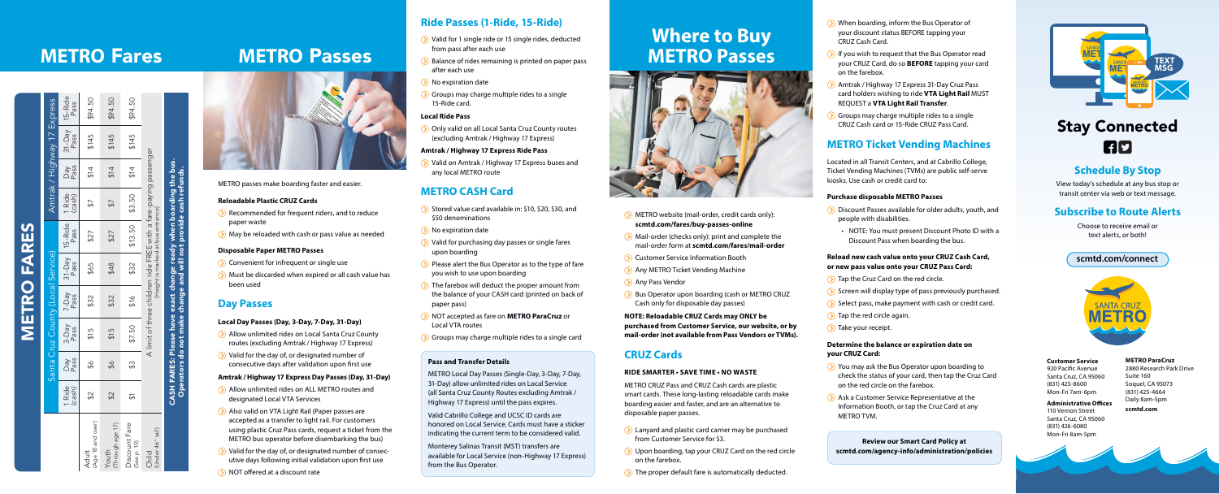# METRO Fares

## METRO FARES

| | Santa Cruz County (Local Service) | | | | | | Amtrak / Highway 17 Express | | | |
|---|---|---|---|---|---|---|---|---|---|---|
| | 1 Ride (cash) | Day Pass | 3-Day Pass | 7-Day Pass | 31-Day Pass | 15-Ride Pass | 1 Ride (cash) | Day Pass | 31-Day Pass | 15-Ride Pass |
| Adult (Age 18 and over) | $2 | $6 | $15 | $32 | $65 | $27 | $7 | $14 | $145 | $94.50 |
| Youth (Through age 17) | $2 | $6 | $15 | $32 | $48 | $27 | $7 | $14 | $145 | $94.50 |
| Discount Fare (See p. 10) | $1 | $3 | $7.50 | $16 | $32 | $13.50 | $3.50 | $14 | $145 | $94.50 |
| Child (Under 46" tall) | A limit of three children ride FREE with a fare-paying passenger (Height is marked at all bus entrances) | | | | | | | | | |

**CASH FARES: Please have exact change ready when boarding the bus. Operators do not make change and will not provide cash refunds.**

# METRO Passes

METRO passes make boarding faster and easier.

### Reloadable Plastic CRUZ Cards

- Recommended for frequent riders, and to reduce paper waste
- May be reloaded with cash or pass value as needed

### Disposable Paper METRO Passes

- Convenient for infrequent or single use
- Must be discarded when expired or all cash value has been used

## Day Passes

### Local Day Passes (Day, 3-Day, 7-Day, 31-Day)

- Allow unlimited rides on Local Santa Cruz County routes (excluding Amtrak / Highway 17 Express)
- Valid for the day of, or designated number of consecutive days after validation upon first use

### Amtrak / Highway 17 Express Day Passes (Day, 31-Day)

- Allow unlimited rides on ALL METRO routes and designated Local VTA Services
- Also valid on VTA Light Rail (Paper passes are accepted as a transfer to light rail. For customers using plastic Cruz Pass cards, request a ticket from the METRO bus operator before disembarking the bus)
- Valid for the day of, or designated number of consecutive days following initial validation upon first use
- NOT offered at a discount rate

## Ride Passes (1-Ride, 15-Ride)

- Valid for 1 single ride or 15 single rides, deducted from pass after each use
- Balance of rides remaining is printed on paper pass after each use
- No expiration date
- Groups may charge multiple rides to a single 15-Ride card.

### Local Ride Pass

- Only valid on all Local Santa Cruz County routes (excluding Amtrak / Highway 17 Express)

### Amtrak / Highway 17 Express Ride Pass

- Valid on Amtrak / Highway 17 Express buses and any local METRO route

## METRO CASH Card

- Stored value card available in: $10, $20, $30, and $50 denominations
- No expiration date
- Valid for purchasing day passes or single fares upon boarding
- Please alert the Bus Operator as to the type of fare you wish to use upon boarding
- The farebox will deduct the proper amount from the balance of your CASH card (printed on back of paper pass)
- NOT accepted as fare on **METRO ParaCruz** or Local VTA routes
- Groups may charge multiple rides to a single card

### Pass and Transfer Details

METRO Local Day Passes (Single-Day, 3-Day, 7-Day, 31-Day) allow unlimited rides on Local Service (all Santa Cruz County Routes excluding Amtrak / Highway 17 Express) until the pass expires.

Valid Cabrillo College and UCSC ID cards are honored on Local Service. Cards must have a sticker indicating the current term to be considered valid.

Monterey Salinas Transit (MST) transfers are available for Local Service (non-Highway 17 Express) from the Bus Operator.

# Where to Buy METRO Passes

- METRO website (mail-order, credit cards only): **scmtd.com/fares/buy-passes-online**
- Mail-order (checks only): print and complete the mail-order form at **scmtd.com/fares/mail-order**
- Customer Service Information Booth
- Any METRO Ticket Vending Machine
- Any Pass Vendor
- Bus Operator upon boarding (cash or METRO CRUZ Cash only for disposable day passes)

**NOTE: Reloadable CRUZ Cards may ONLY be purchased from Customer Service, our website, or by mail-order (not available from Pass Vendors or TVMs).**

## CRUZ Cards

### RIDE SMARTER • SAVE TIME • NO WASTE

METRO CRUZ Pass and CRUZ Cash cards are plastic smart cards. These long-lasting reloadable cards make boarding easier and faster, and are an alternative to disposable paper passes.

- Lanyard and plastic card carrier may be purchased from Customer Service for $3.
- Upon boarding, tap your CRUZ Card on the red circle on the farebox.
- The proper default fare is automatically deducted.
- When boarding, inform the Bus Operator of your discount status BEFORE tapping your CRUZ Cash Card.
- If you wish to request that the Bus Operator read your CRUZ Card, do so **BEFORE** tapping your card on the farebox.
- Amtrak / Highway 17 Express 31-Day Cruz Pass card holders wishing to ride **VTA Light Rail** MUST REQUEST a **VTA Light Rail Transfer**.
- Groups may charge multiple rides to a single CRUZ Cash card or 15-Ride CRUZ Pass Card.

## METRO Ticket Vending Machines

Located in all Transit Centers, and at Cabrillo College, Ticket Vending Machines (TVMs) are public self-serve kiosks. Use cash or credit card to:

### Purchase disposable METRO Passes

- Discount Passes available for older adults, youth, and people with disabilities.
  - NOTE: You must present Discount Photo ID with a Discount Pass when boarding the bus.

### Reload new cash value onto your CRUZ Cash Card, or new pass value onto your CRUZ Pass Card:

- Tap the Cruz Card on the red circle.
- Screen will display type of pass previously purchased.
- Select pass, make payment with cash or credit card.
- Tap the red circle again.
- Take your receipt.

### Determine the balance or expiration date on your CRUZ Card:

- You may ask the Bus Operator upon boarding to check the status of your card, then tap the Cruz Card on the red circle on the farebox.
- Ask a Customer Service Representative at the Information Booth, or tap the Cruz Card at any METRO TVM.

**Review our Smart Card Policy at scmtd.com/agency-info/administration/policies**

# Stay Connected

## Schedule By Stop

View today's schedule at any bus stop or transit center via web or text message.

## Subscribe to Route Alerts

Choose to receive email or text alerts, or both!

**scmtd.com/connect**

**Customer Service**
920 Pacific Avenue
Santa Cruz, CA 95060
(831) 425-8600
Mon-Fri 7am-6pm

**Administrative Offices**
110 Vernon Street
Santa Cruz, CA 95060
(831) 426-6080
Mon-Fri 8am-5pm

**METRO ParaCruz**
2880 Research Park Drive
Suite 160
Soquel, CA 95073
(831) 425-4664
Daily 8am-5pm

**scmtd.com**